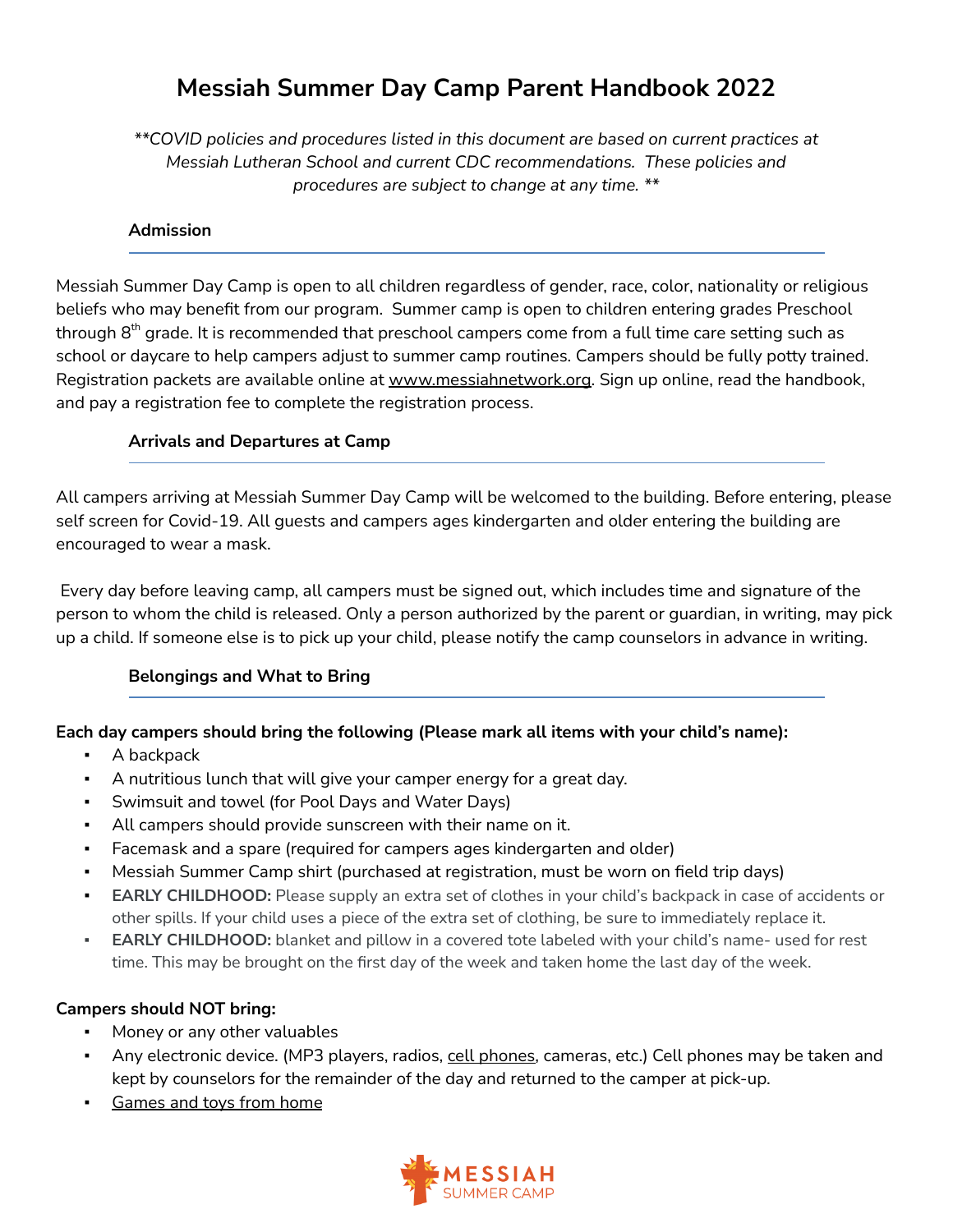# Messiah Summer Day Camp Parent Handbook 2022

*\*\*COVID policies and procedures listed in this document are based on current practices at Messiah Lutheran School and current CDC recommendations. These policies and procedures are subject to change at any time. \*\**

## Admission

Messiah Summer Day Camp is open to all children regardless of gender, race, color, nationality or religious beliefs who may benefit from our program. Summer camp is open to children entering grades Preschool through 8th grade. It is recommended that preschool campers come from a full time care setting such as school or daycare to help campers adjust to summer camp routines. Campers should be fully potty trained. Registration packets are available online at www.messiahnetwork.org. Sign up online, read the handbook, and pay a registration fee to complete the registration process.

## Arrivals and Departures at Camp

All campers arriving at Messiah Summer Day Camp will be welcomed to the building. Before entering, please self screen for Covid-19. All guests and campers ages kindergarten and older entering the building are encouraged to wear a mask.

Every day before leaving camp, all campers must be signed out, which includes time and signature of the person to whom the child is released. Only a person authorized by the parent or guardian, in writing, may pick up a child. If someone else is to pick up your child, please notify the camp counselors in advance in writing.

## Belongings and What to Bring

**Each day campers should bring the following (Please mark all items with your child's name):**

- A backpack
- A nutritious lunch that will give your camper energy for a great day.
- Swimsuit and towel (for Pool Days and Water Days)
- All campers should provide sunscreen with their name on it.
- Facemask and a spare (required for campers ages kindergarten and older)
- Messiah Summer Camp shirt (purchased at registration, must be worn on field trip days)
- **EARLY CHILDHOOD:** Please supply an extra set of clothes in your child's backpack in case of accidents or other spills. If your child uses a piece of the extra set of clothing, be sure to immediately replace it.
- **EARLY CHILDHOOD:** blanket and pillow in a covered tote labeled with your child's name- used for rest time. This may be brought on the first day of the week and taken home the last day of the week.

**Campers should NOT bring:**

- Money or any other valuables
- Any electronic device. (MP3 players, radios, cell phones, cameras, etc.) Cell phones may be taken and kept by counselors for the remainder of the day and returned to the camper at pick-up.
- Games and toys from home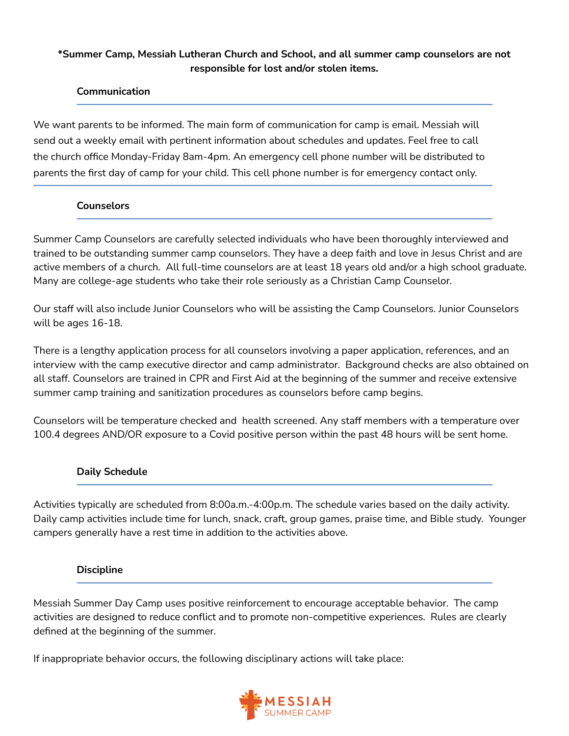**\*Summer Camp, Messiah Lutheran Church and School, and all summer camp counselors are not responsible for lost and/or stolen items.**

## Communication

We want parents to be informed. The main form of communication for camp is email. Messiah will send out a weekly email with pertinent information about schedules and updates. Feel free to call the church office Monday-Friday 8am-4pm. An emergency cell phone number will be distributed to parents the first day of camp for your child. This cell phone number is for emergency contact only.

## Counselors

Summer Camp Counselors are carefully selected individuals who have been thoroughly interviewed and trained to be outstanding summer camp counselors. They have a deep faith and love in Jesus Christ and are active members of a church. All full-time counselors are at least 18 years old and/or a high school graduate. Many are college-age students who take their role seriously as a Christian Camp Counselor.

Our staff will also include Junior Counselors who will be assisting the Camp Counselors. Junior Counselors will be ages 16-18.

There is a lengthy application process for all counselors involving a paper application, references, and an interview with the camp executive director and camp administrator. Background checks are also obtained on all staff. Counselors are trained in CPR and First Aid at the beginning of the summer and receive extensive summer camp training and sanitization procedures as counselors before camp begins.

Counselors will be temperature checked and health screened. Any staff members with a temperature over 100.4 degrees AND/OR exposure to a Covid positive person within the past 48 hours will be sent home.

## Daily Schedule

Activities typically are scheduled from 8:00a.m.-4:00p.m. The schedule varies based on the daily activity. Daily camp activities include time for lunch, snack, craft, group games, praise time, and Bible study. Younger campers generally have a rest time in addition to the activities above.

## Discipline

Messiah Summer Day Camp uses positive reinforcement to encourage acceptable behavior. The camp activities are designed to reduce conflict and to promote non-competitive experiences. Rules are clearly defined at the beginning of the summer.

If inappropriate behavior occurs, the following disciplinary actions will take place: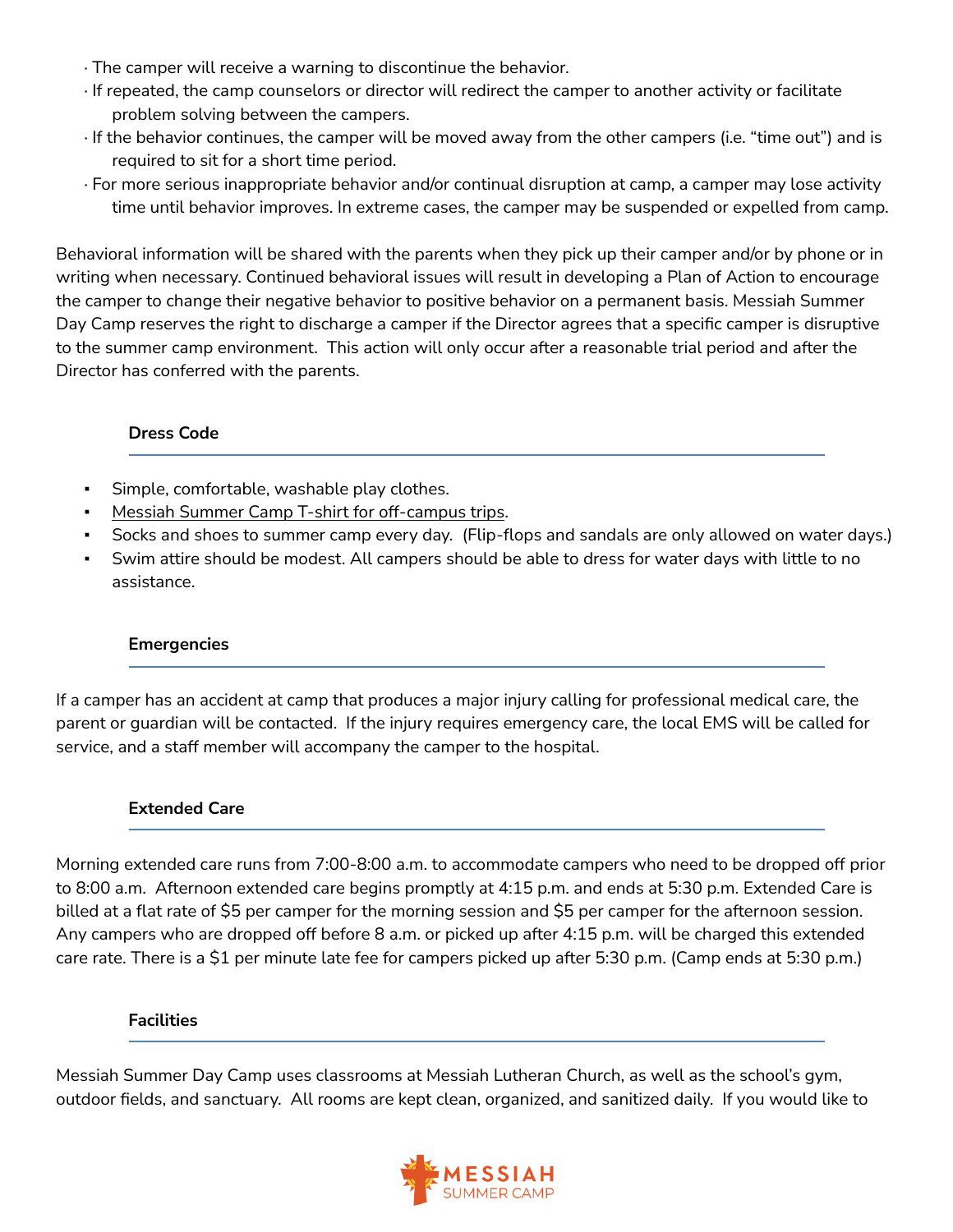· The camper will receive a warning to discontinue the behavior.
· If repeated, the camp counselors or director will redirect the camper to another activity or facilitate problem solving between the campers.
· If the behavior continues, the camper will be moved away from the other campers (i.e. "time out") and is required to sit for a short time period.
· For more serious inappropriate behavior and/or continual disruption at camp, a camper may lose activity time until behavior improves. In extreme cases, the camper may be suspended or expelled from camp.

Behavioral information will be shared with the parents when they pick up their camper and/or by phone or in writing when necessary. Continued behavioral issues will result in developing a Plan of Action to encourage the camper to change their negative behavior to positive behavior on a permanent basis. Messiah Summer Day Camp reserves the right to discharge a camper if the Director agrees that a specific camper is disruptive to the summer camp environment. This action will only occur after a reasonable trial period and after the Director has conferred with the parents.

### Dress Code

- Simple, comfortable, washable play clothes.
- Messiah Summer Camp T-shirt for off-campus trips.
- Socks and shoes to summer camp every day. (Flip-flops and sandals are only allowed on water days.)
- Swim attire should be modest. All campers should be able to dress for water days with little to no assistance.

### Emergencies

If a camper has an accident at camp that produces a major injury calling for professional medical care, the parent or guardian will be contacted. If the injury requires emergency care, the local EMS will be called for service, and a staff member will accompany the camper to the hospital.

### Extended Care

Morning extended care runs from 7:00-8:00 a.m. to accommodate campers who need to be dropped off prior to 8:00 a.m. Afternoon extended care begins promptly at 4:15 p.m. and ends at 5:30 p.m. Extended Care is billed at a flat rate of $5 per camper for the morning session and $5 per camper for the afternoon session. Any campers who are dropped off before 8 a.m. or picked up after 4:15 p.m. will be charged this extended care rate. There is a $1 per minute late fee for campers picked up after 5:30 p.m. (Camp ends at 5:30 p.m.)

### Facilities

Messiah Summer Day Camp uses classrooms at Messiah Lutheran Church, as well as the school's gym, outdoor fields, and sanctuary. All rooms are kept clean, organized, and sanitized daily. If you would like to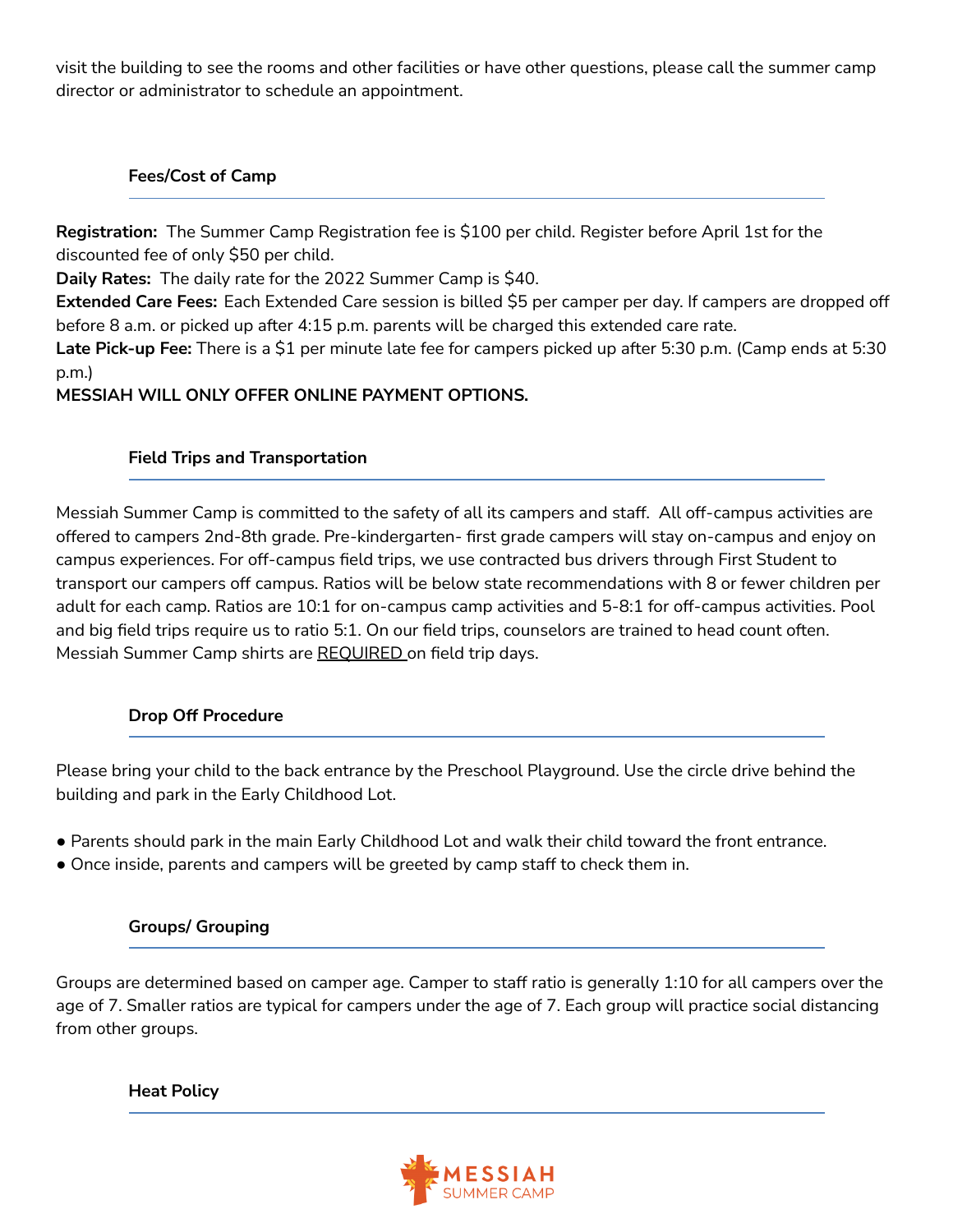visit the building to see the rooms and other facilities or have other questions, please call the summer camp director or administrator to schedule an appointment.

### Fees/Cost of Camp

**Registration:** The Summer Camp Registration fee is $100 per child. Register before April 1st for the discounted fee of only $50 per child.
**Daily Rates:** The daily rate for the 2022 Summer Camp is $40.
**Extended Care Fees:** Each Extended Care session is billed $5 per camper per day. If campers are dropped off before 8 a.m. or picked up after 4:15 p.m. parents will be charged this extended care rate.
**Late Pick-up Fee:** There is a $1 per minute late fee for campers picked up after 5:30 p.m. (Camp ends at 5:30 p.m.)
**MESSIAH WILL ONLY OFFER ONLINE PAYMENT OPTIONS.**

### Field Trips and Transportation

Messiah Summer Camp is committed to the safety of all its campers and staff. All off-campus activities are offered to campers 2nd-8th grade. Pre-kindergarten- first grade campers will stay on-campus and enjoy on campus experiences. For off-campus field trips, we use contracted bus drivers through First Student to transport our campers off campus. Ratios will be below state recommendations with 8 or fewer children per adult for each camp. Ratios are 10:1 for on-campus camp activities and 5-8:1 for off-campus activities. Pool and big field trips require us to ratio 5:1. On our field trips, counselors are trained to head count often. Messiah Summer Camp shirts are REQUIRED on field trip days.

### Drop Off Procedure

Please bring your child to the back entrance by the Preschool Playground. Use the circle drive behind the building and park in the Early Childhood Lot.

- Parents should park in the main Early Childhood Lot and walk their child toward the front entrance.
- Once inside, parents and campers will be greeted by camp staff to check them in.

### Groups/ Grouping

Groups are determined based on camper age. Camper to staff ratio is generally 1:10 for all campers over the age of 7. Smaller ratios are typical for campers under the age of 7. Each group will practice social distancing from other groups.

### Heat Policy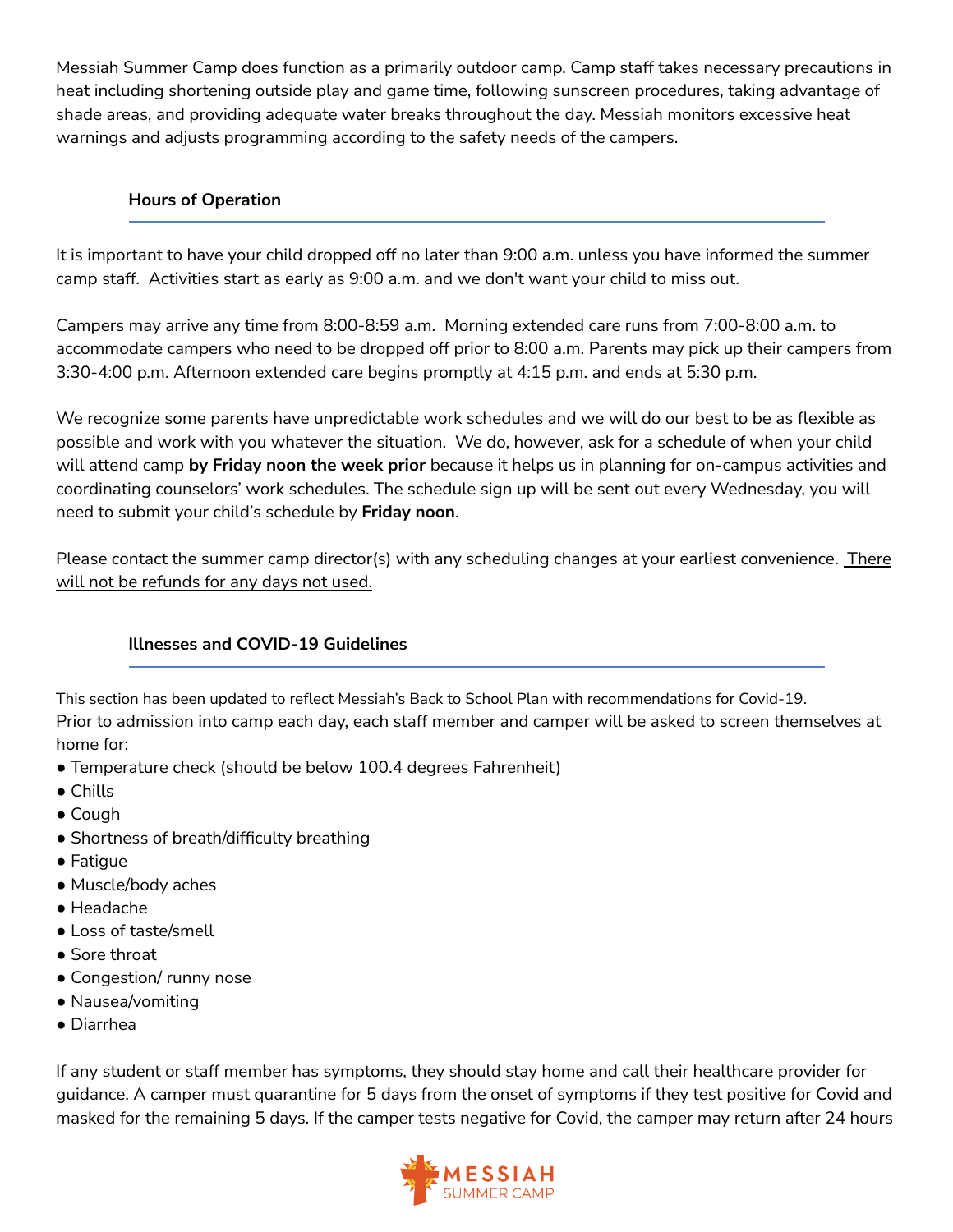Messiah Summer Camp does function as a primarily outdoor camp. Camp staff takes necessary precautions in heat including shortening outside play and game time, following sunscreen procedures, taking advantage of shade areas, and providing adequate water breaks throughout the day. Messiah monitors excessive heat warnings and adjusts programming according to the safety needs of the campers.

### Hours of Operation

It is important to have your child dropped off no later than 9:00 a.m. unless you have informed the summer camp staff. Activities start as early as 9:00 a.m. and we don't want your child to miss out.

Campers may arrive any time from 8:00-8:59 a.m. Morning extended care runs from 7:00-8:00 a.m. to accommodate campers who need to be dropped off prior to 8:00 a.m. Parents may pick up their campers from 3:30-4:00 p.m. Afternoon extended care begins promptly at 4:15 p.m. and ends at 5:30 p.m.

We recognize some parents have unpredictable work schedules and we will do our best to be as flexible as possible and work with you whatever the situation. We do, however, ask for a schedule of when your child will attend camp **by Friday noon the week prior** because it helps us in planning for on-campus activities and coordinating counselors' work schedules. The schedule sign up will be sent out every Wednesday, you will need to submit your child's schedule by **Friday noon**.

Please contact the summer camp director(s) with any scheduling changes at your earliest convenience. There will not be refunds for any days not used.

### Illnesses and COVID-19 Guidelines

This section has been updated to reflect Messiah's Back to School Plan with recommendations for Covid-19.
Prior to admission into camp each day, each staff member and camper will be asked to screen themselves at home for:

- Temperature check (should be below 100.4 degrees Fahrenheit)
- Chills
- Cough
- Shortness of breath/difficulty breathing
- Fatigue
- Muscle/body aches
- Headache
- Loss of taste/smell
- Sore throat
- Congestion/ runny nose
- Nausea/vomiting
- Diarrhea

If any student or staff member has symptoms, they should stay home and call their healthcare provider for guidance. A camper must quarantine for 5 days from the onset of symptoms if they test positive for Covid and masked for the remaining 5 days. If the camper tests negative for Covid, the camper may return after 24 hours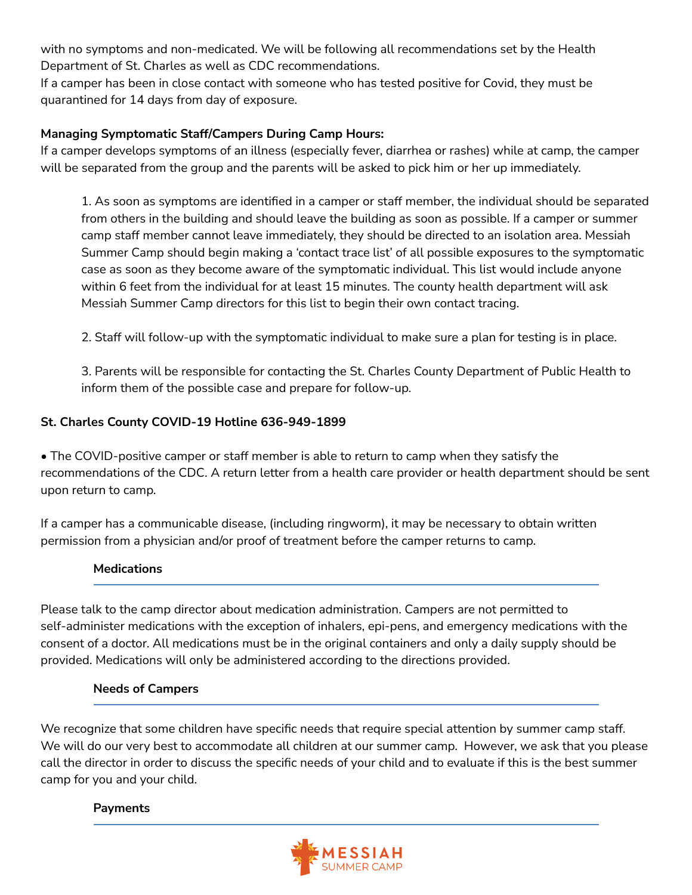with no symptoms and non-medicated. We will be following all recommendations set by the Health Department of St. Charles as well as CDC recommendations.
If a camper has been in close contact with someone who has tested positive for Covid, they must be quarantined for 14 days from day of exposure.

**Managing Symptomatic Staff/Campers During Camp Hours:**
If a camper develops symptoms of an illness (especially fever, diarrhea or rashes) while at camp, the camper will be separated from the group and the parents will be asked to pick him or her up immediately.

1. As soon as symptoms are identified in a camper or staff member, the individual should be separated from others in the building and should leave the building as soon as possible. If a camper or summer camp staff member cannot leave immediately, they should be directed to an isolation area. Messiah Summer Camp should begin making a 'contact trace list' of all possible exposures to the symptomatic case as soon as they become aware of the symptomatic individual. This list would include anyone within 6 feet from the individual for at least 15 minutes. The county health department will ask Messiah Summer Camp directors for this list to begin their own contact tracing.

2. Staff will follow-up with the symptomatic individual to make sure a plan for testing is in place.

3. Parents will be responsible for contacting the St. Charles County Department of Public Health to inform them of the possible case and prepare for follow-up.

**St. Charles County COVID-19 Hotline 636-949-1899**

- The COVID-positive camper or staff member is able to return to camp when they satisfy the recommendations of the CDC. A return letter from a health care provider or health department should be sent upon return to camp.

If a camper has a communicable disease, (including ringworm), it may be necessary to obtain written permission from a physician and/or proof of treatment before the camper returns to camp.

### Medications

Please talk to the camp director about medication administration. Campers are not permitted to self-administer medications with the exception of inhalers, epi-pens, and emergency medications with the consent of a doctor. All medications must be in the original containers and only a daily supply should be provided. Medications will only be administered according to the directions provided.

### Needs of Campers

We recognize that some children have specific needs that require special attention by summer camp staff. We will do our very best to accommodate all children at our summer camp. However, we ask that you please call the director in order to discuss the specific needs of your child and to evaluate if this is the best summer camp for you and your child.

### Payments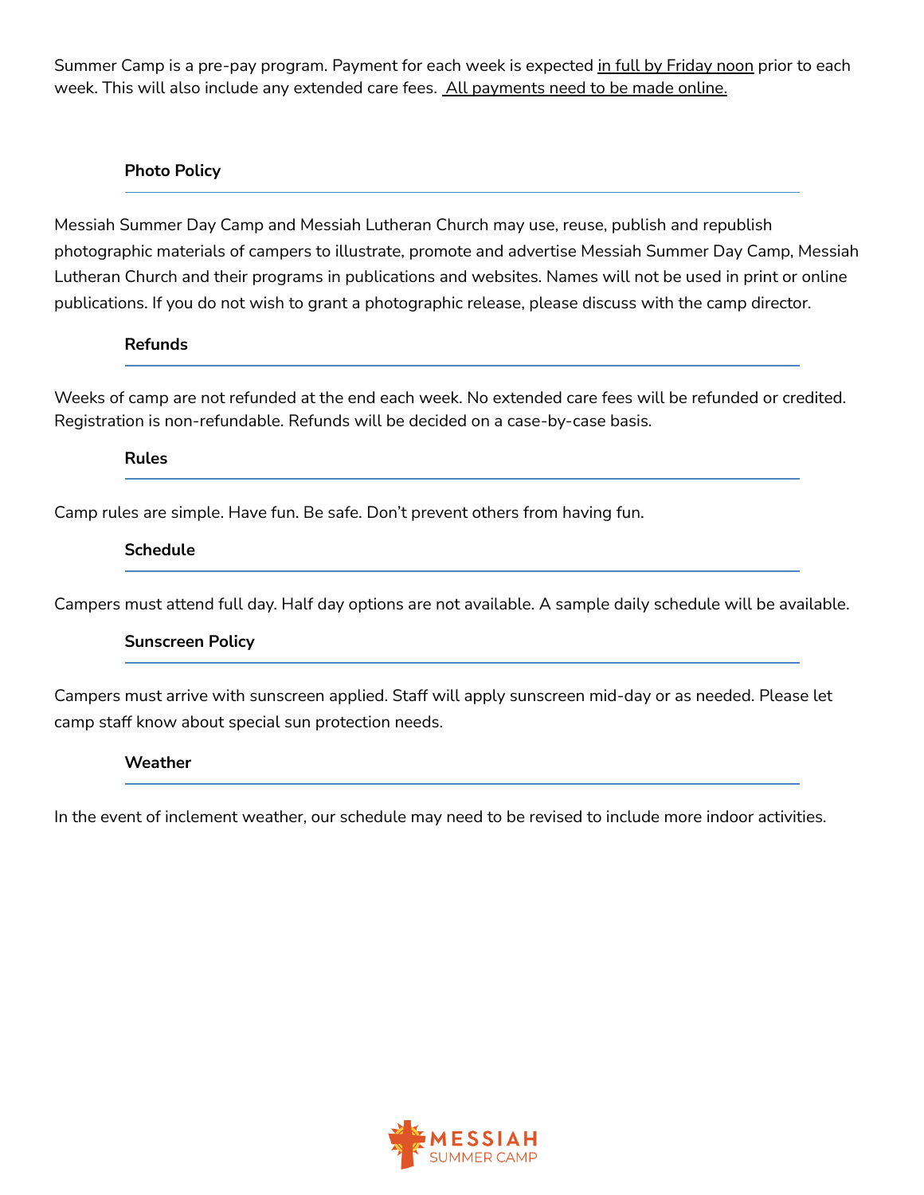Summer Camp is a pre-pay program. Payment for each week is expected in full by Friday noon prior to each week. This will also include any extended care fees.  All payments need to be made online.

### Photo Policy

Messiah Summer Day Camp and Messiah Lutheran Church may use, reuse, publish and republish photographic materials of campers to illustrate, promote and advertise Messiah Summer Day Camp, Messiah Lutheran Church and their programs in publications and websites. Names will not be used in print or online publications. If you do not wish to grant a photographic release, please discuss with the camp director.

### Refunds

Weeks of camp are not refunded at the end each week. No extended care fees will be refunded or credited. Registration is non-refundable. Refunds will be decided on a case-by-case basis.

### Rules

Camp rules are simple. Have fun. Be safe. Don't prevent others from having fun.

### Schedule

Campers must attend full day. Half day options are not available. A sample daily schedule will be available.

### Sunscreen Policy

Campers must arrive with sunscreen applied. Staff will apply sunscreen mid-day or as needed. Please let camp staff know about special sun protection needs.

### Weather

In the event of inclement weather, our schedule may need to be revised to include more indoor activities.

MESSIAH
SUMMER CAMP